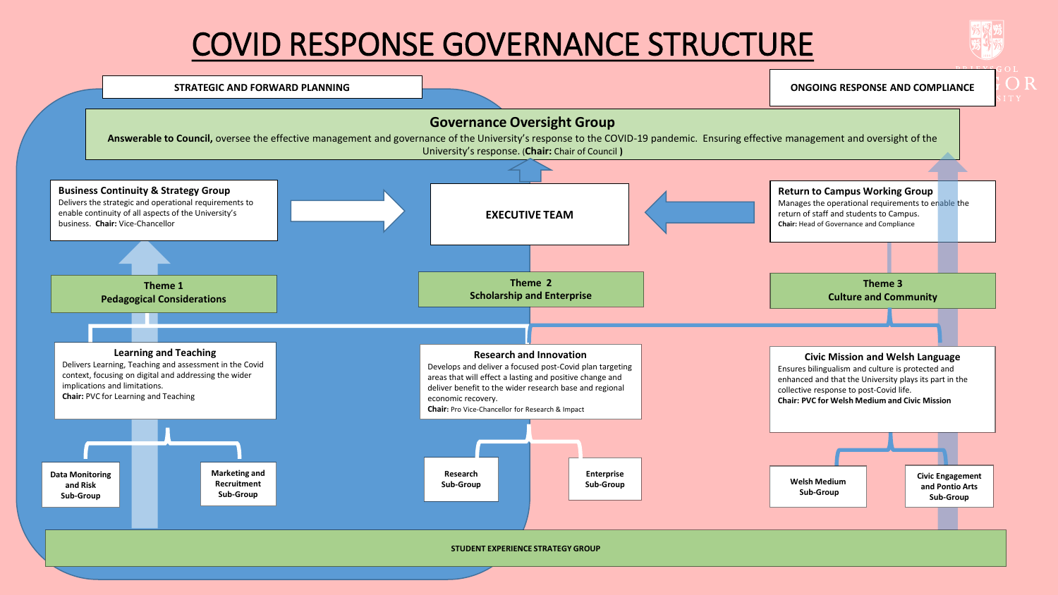# COVID RESPONSE GOVERNANCE STRUCTURE

**STRATEGIC AND FORWARD PLANNING**

**ONGOING RESPONSE AND COMPLIANCE**

## Governance Oversight Group

**Answerable to Council,** oversee the effective management and governance of the University's response to the COVID-19 pandemic. Ensuring effective management and oversight of the University's response. (**Chair:** Chair of Council **)**

### Business Continuity & Strategy Group

Delivers the strategic and operational requirements to enable continuity of all aspects of the University's business. **Chair:** Vice-Chancellor

### EXECUTIVE TEAM

### Return to Campus Working Group

Manages the operational requirements to enable the return of staff and students to Campus.
**Chair:** Head of Governance and Compliance

### Theme 1
**Pedagogical Considerations**

### Theme 2
**Scholarship and Enterprise**

### Theme 3
**Culture and Community**

### Learning and Teaching

Delivers Learning, Teaching and assessment in the Covid context, focusing on digital and addressing the wider implications and limitations.
**Chair:** PVC for Learning and Teaching

- Data Monitoring and Risk Sub-Group
- Marketing and Recruitment Sub-Group

### Research and Innovation

Develops and deliver a focused post-Covid plan targeting areas that will effect a lasting and positive change and deliver benefit to the wider research base and regional economic recovery.
**Chair:** Pro Vice-Chancellor for Research & Impact

- Research Sub-Group
- Enterprise Sub-Group

### Civic Mission and Welsh Language

Ensures bilingualism and culture is protected and enhanced and that the University plays its part in the collective response to post-Covid life.
**Chair: PVC for Welsh Medium and Civic Mission**

- Welsh Medium Sub-Group
- Civic Engagement and Pontio Arts Sub-Group

**STUDENT EXPERIENCE STRATEGY GROUP**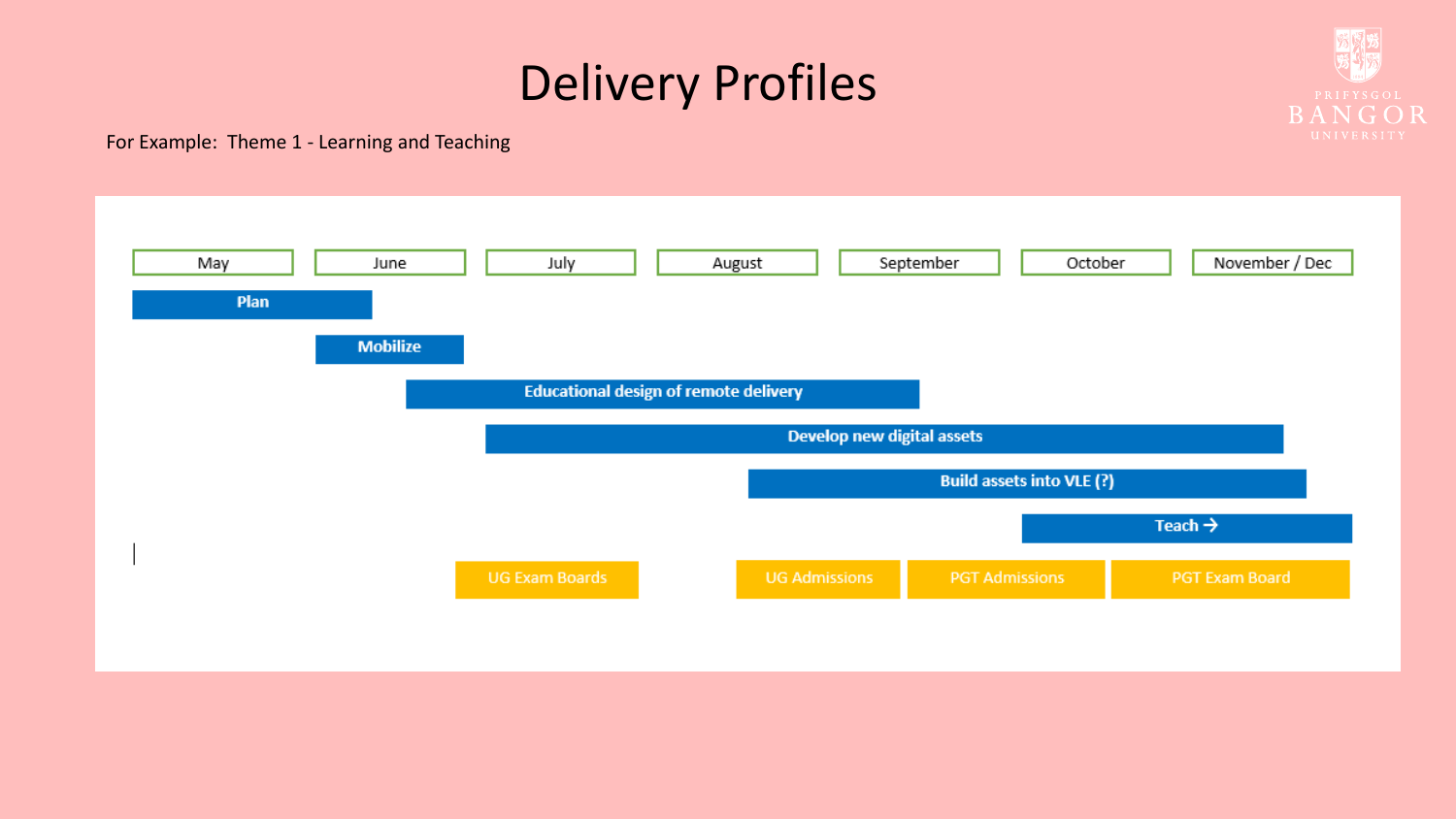# Delivery Profiles

For Example: Theme 1 - Learning and Teaching

May

June

July

August

September

October

November / Dec

**Plan**

**Mobilize**

**Educational design of remote delivery**

**Develop new digital assets**

**Build assets into VLE (?)**

**Teach →**

UG Exam Boards

UG Admissions

PGT Admissions

PGT Exam Board